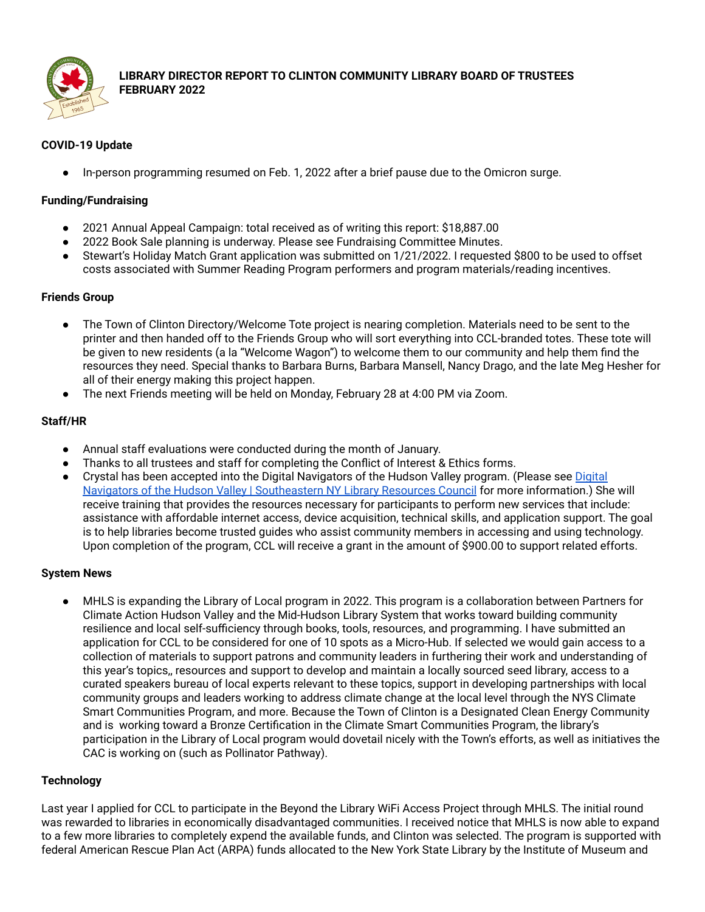# LIBRARY DIRECTOR REPORT TO CLINTON COMMUNITY LIBRARY BOARD OF TRUSTEES FEBRUARY 2022

**COVID-19 Update**

- In-person programming resumed on Feb. 1, 2022 after a brief pause due to the Omicron surge.

**Funding/Fundraising**

- 2021 Annual Appeal Campaign: total received as of writing this report: $18,887.00
- 2022 Book Sale planning is underway. Please see Fundraising Committee Minutes.
- Stewart's Holiday Match Grant application was submitted on 1/21/2022. I requested $800 to be used to offset costs associated with Summer Reading Program performers and program materials/reading incentives.

**Friends Group**

- The Town of Clinton Directory/Welcome Tote project is nearing completion. Materials need to be sent to the printer and then handed off to the Friends Group who will sort everything into CCL-branded totes. These tote will be given to new residents (a la "Welcome Wagon") to welcome them to our community and help them find the resources they need. Special thanks to Barbara Burns, Barbara Mansell, Nancy Drago, and the late Meg Hesher for all of their energy making this project happen.
- The next Friends meeting will be held on Monday, February 28 at 4:00 PM via Zoom.

**Staff/HR**

- Annual staff evaluations were conducted during the month of January.
- Thanks to all trustees and staff for completing the Conflict of Interest & Ethics forms.
- Crystal has been accepted into the Digital Navigators of the Hudson Valley program. (Please see Digital Navigators of the Hudson Valley | Southeastern NY Library Resources Council for more information.) She will receive training that provides the resources necessary for participants to perform new services that include: assistance with affordable internet access, device acquisition, technical skills, and application support. The goal is to help libraries become trusted guides who assist community members in accessing and using technology. Upon completion of the program, CCL will receive a grant in the amount of $900.00 to support related efforts.

**System News**

- MHLS is expanding the Library of Local program in 2022. This program is a collaboration between Partners for Climate Action Hudson Valley and the Mid-Hudson Library System that works toward building community resilience and local self-sufficiency through books, tools, resources, and programming. I have submitted an application for CCL to be considered for one of 10 spots as a Micro-Hub. If selected we would gain access to a collection of materials to support patrons and community leaders in furthering their work and understanding of this year's topics,, resources and support to develop and maintain a locally sourced seed library, access to a curated speakers bureau of local experts relevant to these topics, support in developing partnerships with local community groups and leaders working to address climate change at the local level through the NYS Climate Smart Communities Program, and more. Because the Town of Clinton is a Designated Clean Energy Community and is working toward a Bronze Certification in the Climate Smart Communities Program, the library's participation in the Library of Local program would dovetail nicely with the Town's efforts, as well as initiatives the CAC is working on (such as Pollinator Pathway).

**Technology**

Last year I applied for CCL to participate in the Beyond the Library WiFi Access Project through MHLS. The initial round was rewarded to libraries in economically disadvantaged communities. I received notice that MHLS is now able to expand to a few more libraries to completely expend the available funds, and Clinton was selected. The program is supported with federal American Rescue Plan Act (ARPA) funds allocated to the New York State Library by the Institute of Museum and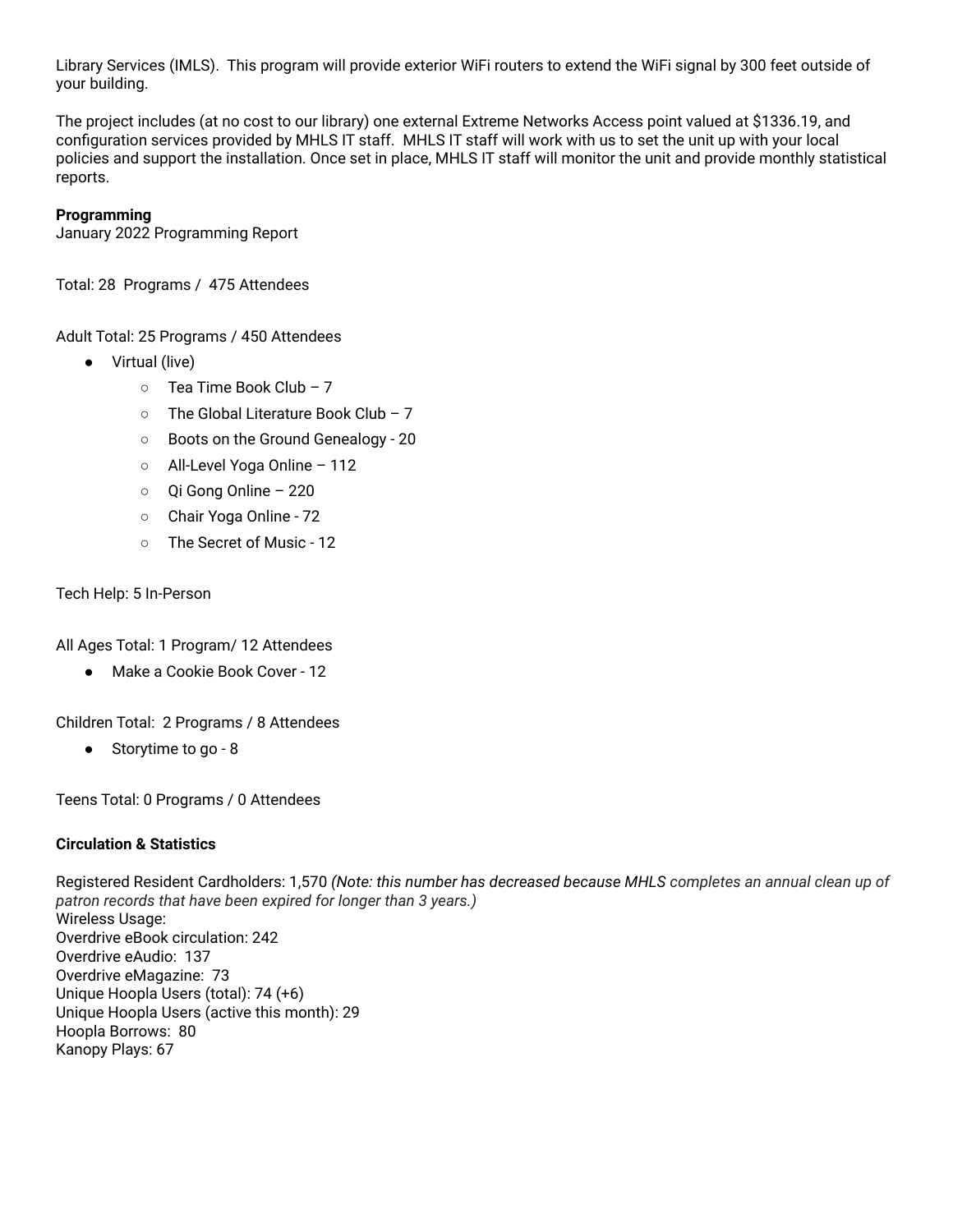Library Services (IMLS). This program will provide exterior WiFi routers to extend the WiFi signal by 300 feet outside of your building.

The project includes (at no cost to our library) one external Extreme Networks Access point valued at $1336.19, and configuration services provided by MHLS IT staff. MHLS IT staff will work with us to set the unit up with your local policies and support the installation. Once set in place, MHLS IT staff will monitor the unit and provide monthly statistical reports.

**Programming**
January 2022 Programming Report

Total: 28 Programs / 475 Attendees

Adult Total: 25 Programs / 450 Attendees

- Virtual (live)
  - Tea Time Book Club – 7
  - The Global Literature Book Club – 7
  - Boots on the Ground Genealogy - 20
  - All-Level Yoga Online – 112
  - Qi Gong Online – 220
  - Chair Yoga Online - 72
  - The Secret of Music - 12

Tech Help: 5 In-Person

All Ages Total: 1 Program/ 12 Attendees

- Make a Cookie Book Cover - 12

Children Total: 2 Programs / 8 Attendees

- Storytime to go - 8

Teens Total: 0 Programs / 0 Attendees

**Circulation & Statistics**

Registered Resident Cardholders: 1,570 *(Note: this number has decreased because MHLS completes an annual clean up of patron records that have been expired for longer than 3 years.)*
Wireless Usage:
Overdrive eBook circulation: 242
Overdrive eAudio: 137
Overdrive eMagazine: 73
Unique Hoopla Users (total): 74 (+6)
Unique Hoopla Users (active this month): 29
Hoopla Borrows: 80
Kanopy Plays: 67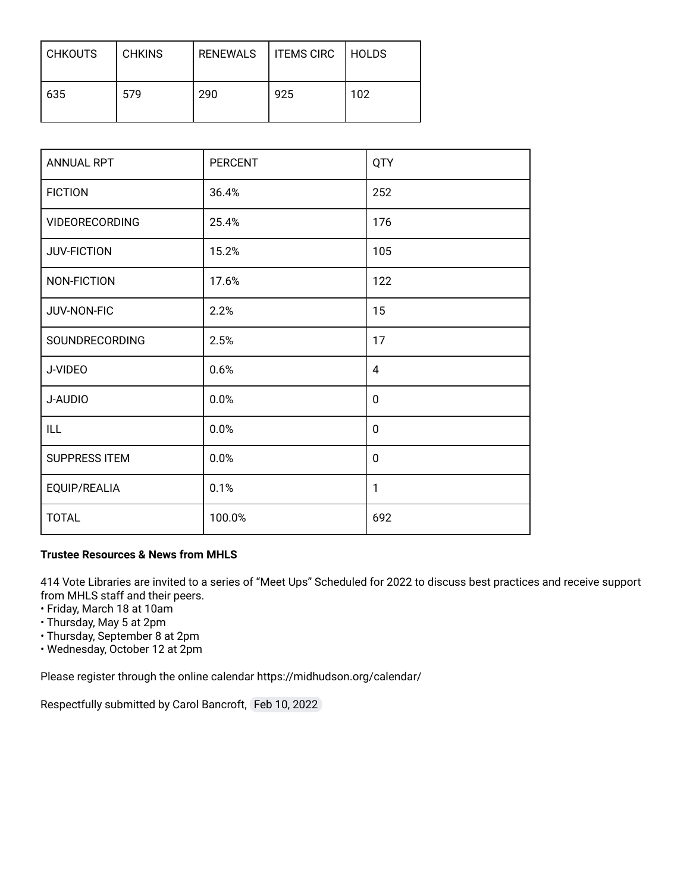| CHKOUTS | CHKINS | RENEWALS | ITEMS CIRC | HOLDS |
|---|---|---|---|---|
| 635 | 579 | 290 | 925 | 102 |

| ANNUAL RPT | PERCENT | QTY |
|---|---|---|
| FICTION | 36.4% | 252 |
| VIDEORECORDING | 25.4% | 176 |
| JUV-FICTION | 15.2% | 105 |
| NON-FICTION | 17.6% | 122 |
| JUV-NON-FIC | 2.2% | 15 |
| SOUNDRECORDING | 2.5% | 17 |
| J-VIDEO | 0.6% | 4 |
| J-AUDIO | 0.0% | 0 |
| ILL | 0.0% | 0 |
| SUPPRESS ITEM | 0.0% | 0 |
| EQUIP/REALIA | 0.1% | 1 |
| TOTAL | 100.0% | 692 |

**Trustee Resources & News from MHLS**

414 Vote Libraries are invited to a series of "Meet Ups" Scheduled for 2022 to discuss best practices and receive support from MHLS staff and their peers.

- Friday, March 18 at 10am
- Thursday, May 5 at 2pm
- Thursday, September 8 at 2pm
- Wednesday, October 12 at 2pm

Please register through the online calendar https://midhudson.org/calendar/

Respectfully submitted by Carol Bancroft, Feb 10, 2022